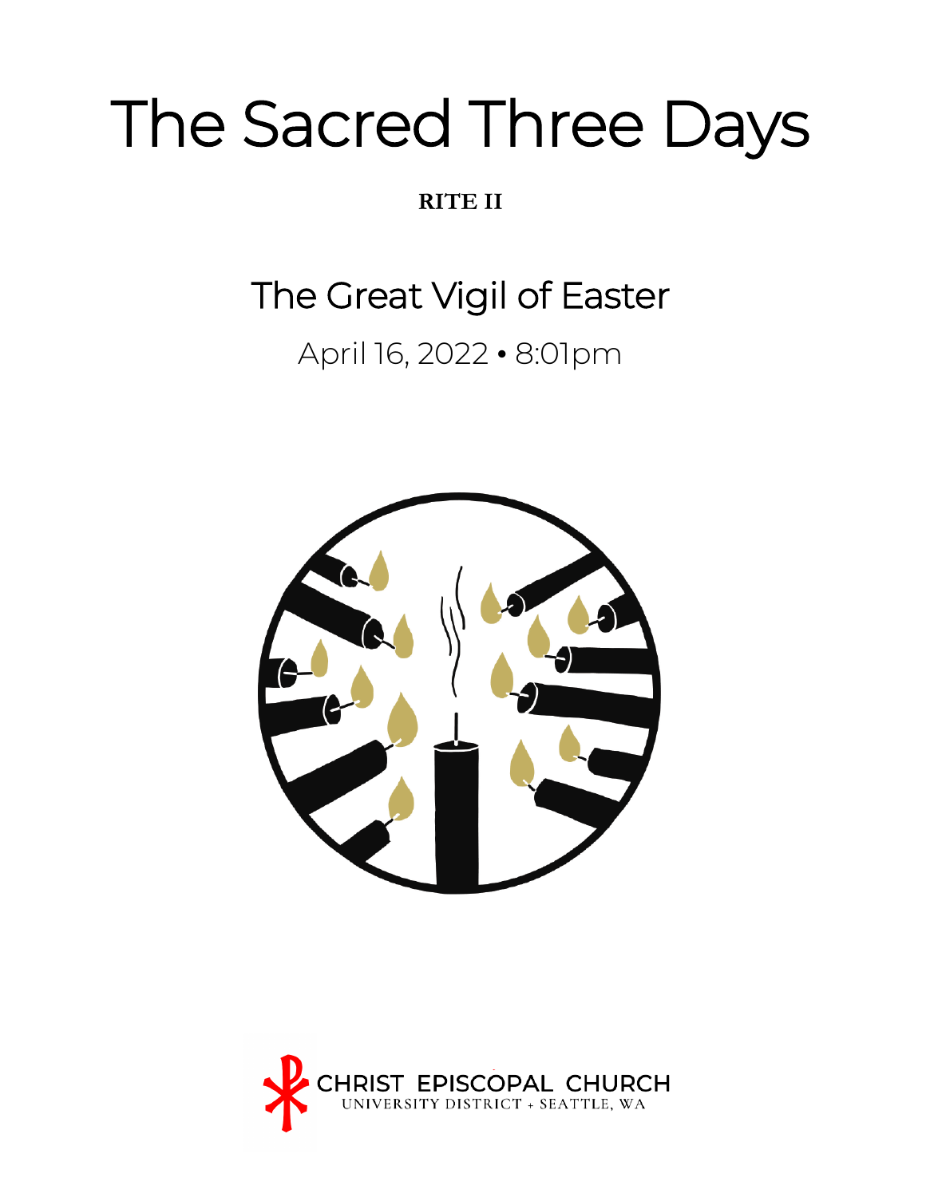# The Sacred Three Days

**RITE II**

## The Great Vigil of Easter

April 16, 2022 • 8:01pm

CHRIST EPISCOPAL CHURCH
UNIVERSITY DISTRICT + SEATTLE, WA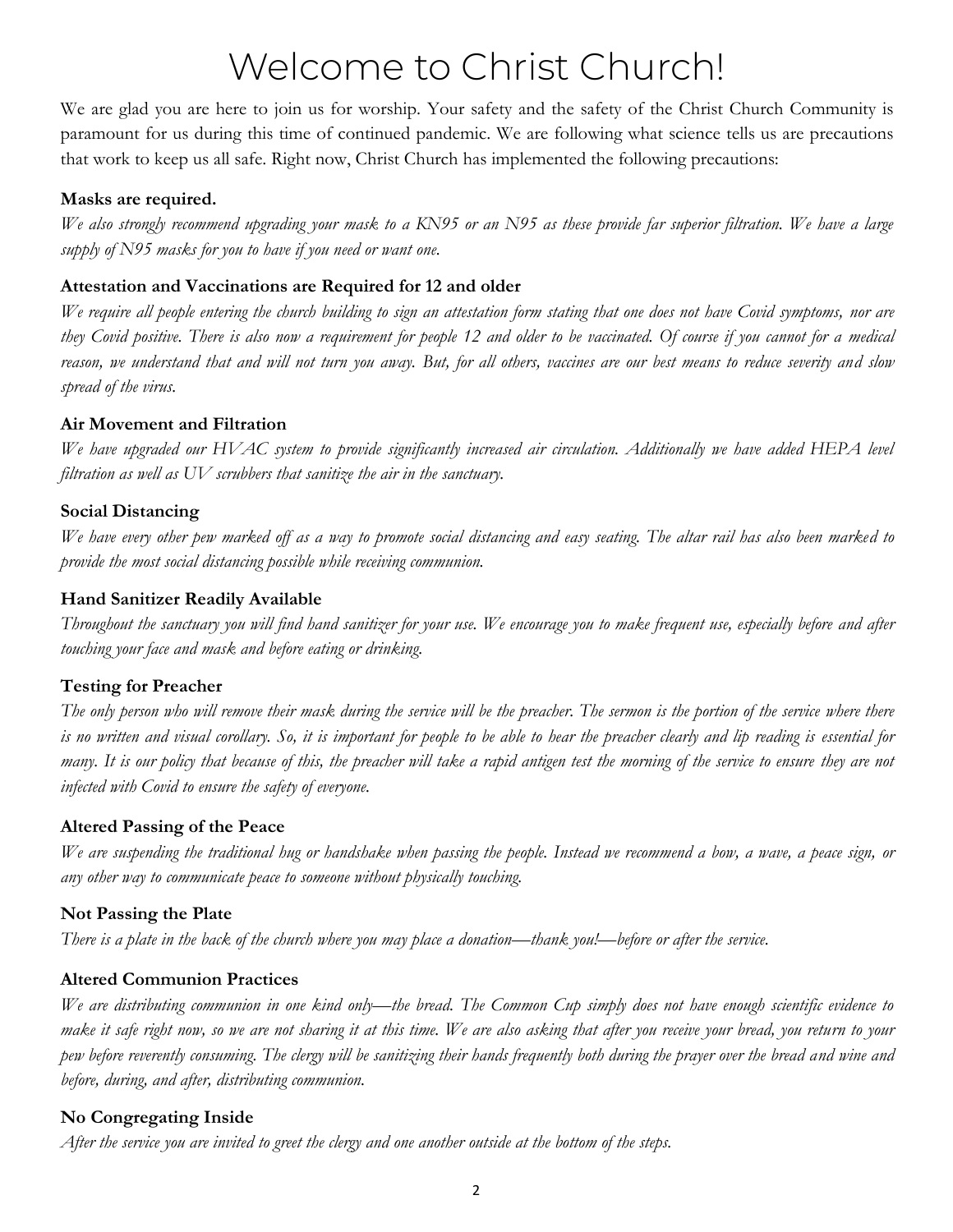# Welcome to Christ Church!

We are glad you are here to join us for worship. Your safety and the safety of the Christ Church Community is paramount for us during this time of continued pandemic. We are following what science tells us are precautions that work to keep us all safe. Right now, Christ Church has implemented the following precautions:

**Masks are required.**

*We also strongly recommend upgrading your mask to a KN95 or an N95 as these provide far superior filtration. We have a large supply of N95 masks for you to have if you need or want one.*

**Attestation and Vaccinations are Required for 12 and older**

*We require all people entering the church building to sign an attestation form stating that one does not have Covid symptoms, nor are they Covid positive. There is also now a requirement for people 12 and older to be vaccinated. Of course if you cannot for a medical reason, we understand that and will not turn you away. But, for all others, vaccines are our best means to reduce severity and slow spread of the virus.*

**Air Movement and Filtration**

*We have upgraded our HVAC system to provide significantly increased air circulation. Additionally we have added HEPA level filtration as well as UV scrubbers that sanitize the air in the sanctuary.*

**Social Distancing**

*We have every other pew marked off as a way to promote social distancing and easy seating. The altar rail has also been marked to provide the most social distancing possible while receiving communion.*

**Hand Sanitizer Readily Available**

*Throughout the sanctuary you will find hand sanitizer for your use. We encourage you to make frequent use, especially before and after touching your face and mask and before eating or drinking.*

**Testing for Preacher**

*The only person who will remove their mask during the service will be the preacher. The sermon is the portion of the service where there is no written and visual corollary. So, it is important for people to be able to hear the preacher clearly and lip reading is essential for many. It is our policy that because of this, the preacher will take a rapid antigen test the morning of the service to ensure they are not infected with Covid to ensure the safety of everyone.*

**Altered Passing of the Peace**

*We are suspending the traditional hug or handshake when passing the people. Instead we recommend a bow, a wave, a peace sign, or any other way to communicate peace to someone without physically touching.*

**Not Passing the Plate**

*There is a plate in the back of the church where you may place a donation—thank you!—before or after the service.*

**Altered Communion Practices**

*We are distributing communion in one kind only—the bread. The Common Cup simply does not have enough scientific evidence to make it safe right now, so we are not sharing it at this time. We are also asking that after you receive your bread, you return to your pew before reverently consuming. The clergy will be sanitizing their hands frequently both during the prayer over the bread and wine and before, during, and after, distributing communion.*

**No Congregating Inside**

*After the service you are invited to greet the clergy and one another outside at the bottom of the steps.*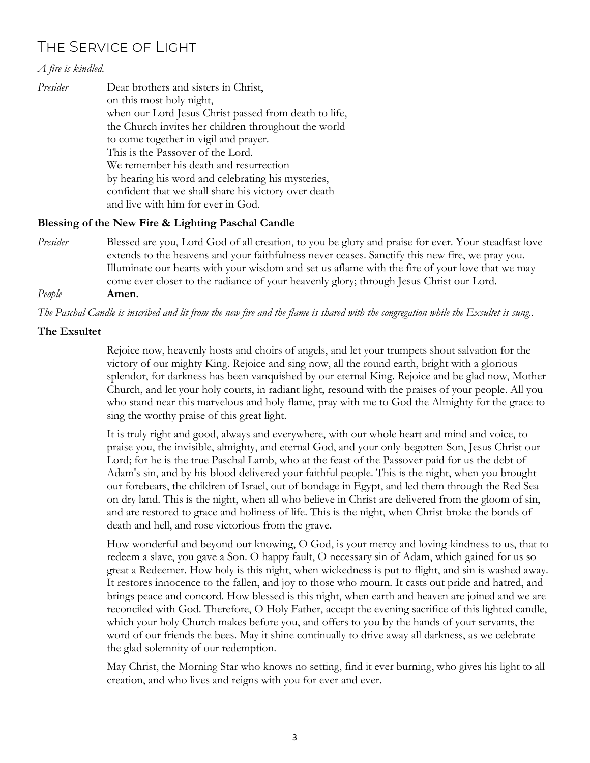# The Service of Light

*A fire is kindled.*

*Presider* Dear brothers and sisters in Christ,
on this most holy night,
when our Lord Jesus Christ passed from death to life,
the Church invites her children throughout the world
to come together in vigil and prayer.
This is the Passover of the Lord.
We remember his death and resurrection
by hearing his word and celebrating his mysteries,
confident that we shall share his victory over death
and live with him for ever in God.

**Blessing of the New Fire & Lighting Paschal Candle**

*Presider* Blessed are you, Lord God of all creation, to you be glory and praise for ever. Your steadfast love extends to the heavens and your faithfulness never ceases. Sanctify this new fire, we pray you. Illuminate our hearts with your wisdom and set us aflame with the fire of your love that we may come ever closer to the radiance of your heavenly glory; through Jesus Christ our Lord.

*People* **Amen.**

*The Paschal Candle is inscribed and lit from the new fire and the flame is shared with the congregation while the Exsultet is sung..*

**The Exsultet**

Rejoice now, heavenly hosts and choirs of angels, and let your trumpets shout salvation for the victory of our mighty King. Rejoice and sing now, all the round earth, bright with a glorious splendor, for darkness has been vanquished by our eternal King. Rejoice and be glad now, Mother Church, and let your holy courts, in radiant light, resound with the praises of your people. All you who stand near this marvelous and holy flame, pray with me to God the Almighty for the grace to sing the worthy praise of this great light.

It is truly right and good, always and everywhere, with our whole heart and mind and voice, to praise you, the invisible, almighty, and eternal God, and your only-begotten Son, Jesus Christ our Lord; for he is the true Paschal Lamb, who at the feast of the Passover paid for us the debt of Adam's sin, and by his blood delivered your faithful people. This is the night, when you brought our forebears, the children of Israel, out of bondage in Egypt, and led them through the Red Sea on dry land. This is the night, when all who believe in Christ are delivered from the gloom of sin, and are restored to grace and holiness of life. This is the night, when Christ broke the bonds of death and hell, and rose victorious from the grave.

How wonderful and beyond our knowing, O God, is your mercy and loving-kindness to us, that to redeem a slave, you gave a Son. O happy fault, O necessary sin of Adam, which gained for us so great a Redeemer. How holy is this night, when wickedness is put to flight, and sin is washed away. It restores innocence to the fallen, and joy to those who mourn. It casts out pride and hatred, and brings peace and concord. How blessed is this night, when earth and heaven are joined and we are reconciled with God. Therefore, O Holy Father, accept the evening sacrifice of this lighted candle, which your holy Church makes before you, and offers to you by the hands of your servants, the word of our friends the bees. May it shine continually to drive away all darkness, as we celebrate the glad solemnity of our redemption.

May Christ, the Morning Star who knows no setting, find it ever burning, who gives his light to all creation, and who lives and reigns with you for ever and ever.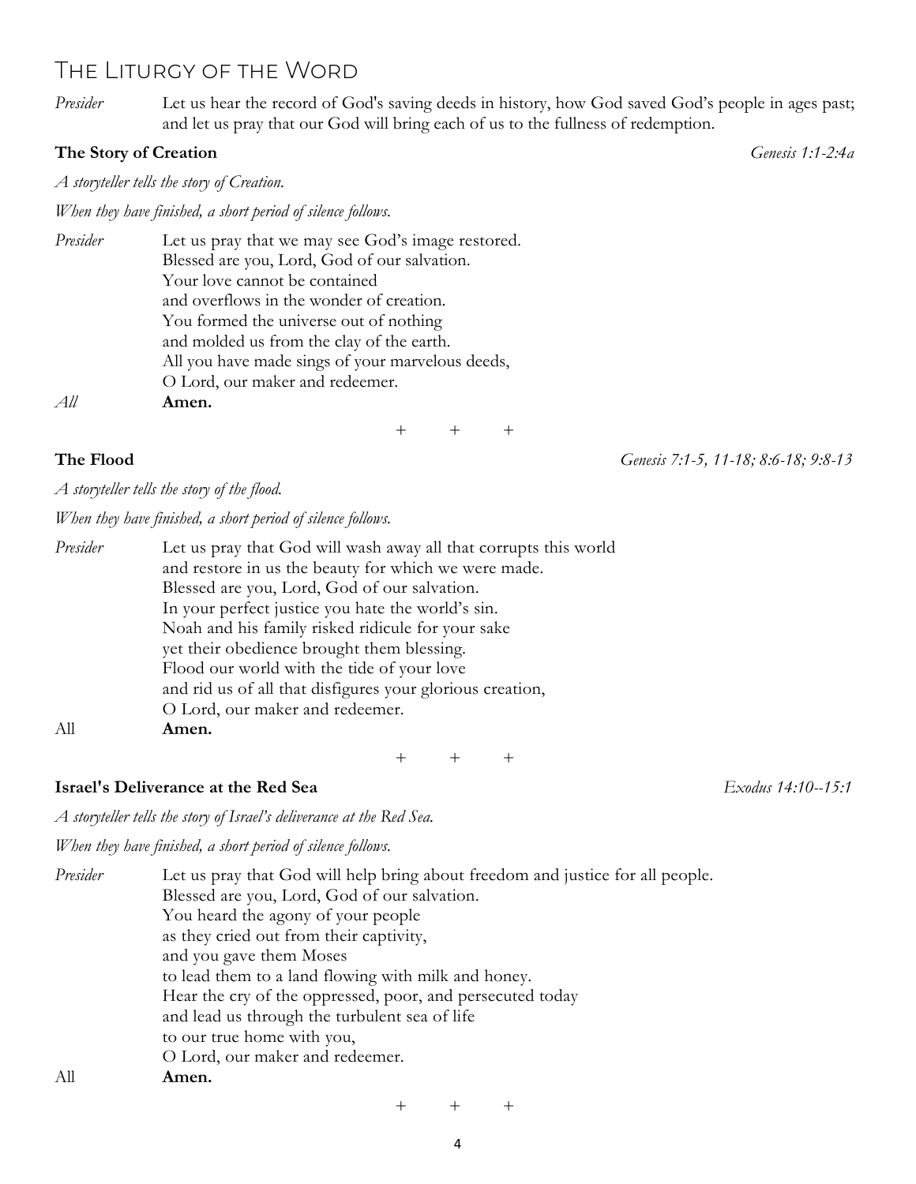# The Liturgy of the Word

*Presider* Let us hear the record of God's saving deeds in history, how God saved God's people in ages past; and let us pray that our God will bring each of us to the fullness of redemption.

**The Story of Creation** *Genesis 1:1-2:4a*

*A storyteller tells the story of Creation.*

*When they have finished, a short period of silence follows.*

*Presider* Let us pray that we may see God's image restored.
Blessed are you, Lord, God of our salvation.
Your love cannot be contained
and overflows in the wonder of creation.
You formed the universe out of nothing
and molded us from the clay of the earth.
All you have made sings of your marvelous deeds,
O Lord, our maker and redeemer.

*All* **Amen.**

\+ + +

**The Flood** *Genesis 7:1-5, 11-18; 8:6-18; 9:8-13*

*A storyteller tells the story of the flood.*

*When they have finished, a short period of silence follows.*

*Presider* Let us pray that God will wash away all that corrupts this world
and restore in us the beauty for which we were made.
Blessed are you, Lord, God of our salvation.
In your perfect justice you hate the world's sin.
Noah and his family risked ridicule for your sake
yet their obedience brought them blessing.
Flood our world with the tide of your love
and rid us of all that disfigures your glorious creation,
O Lord, our maker and redeemer.

All **Amen.**

\+ + +

**Israel's Deliverance at the Red Sea** *Exodus 14:10--15:1*

*A storyteller tells the story of Israel's deliverance at the Red Sea.*

*When they have finished, a short period of silence follows.*

*Presider* Let us pray that God will help bring about freedom and justice for all people.
Blessed are you, Lord, God of our salvation.
You heard the agony of your people
as they cried out from their captivity,
and you gave them Moses
to lead them to a land flowing with milk and honey.
Hear the cry of the oppressed, poor, and persecuted today
and lead us through the turbulent sea of life
to our true home with you,
O Lord, our maker and redeemer.

All **Amen.**

\+ + +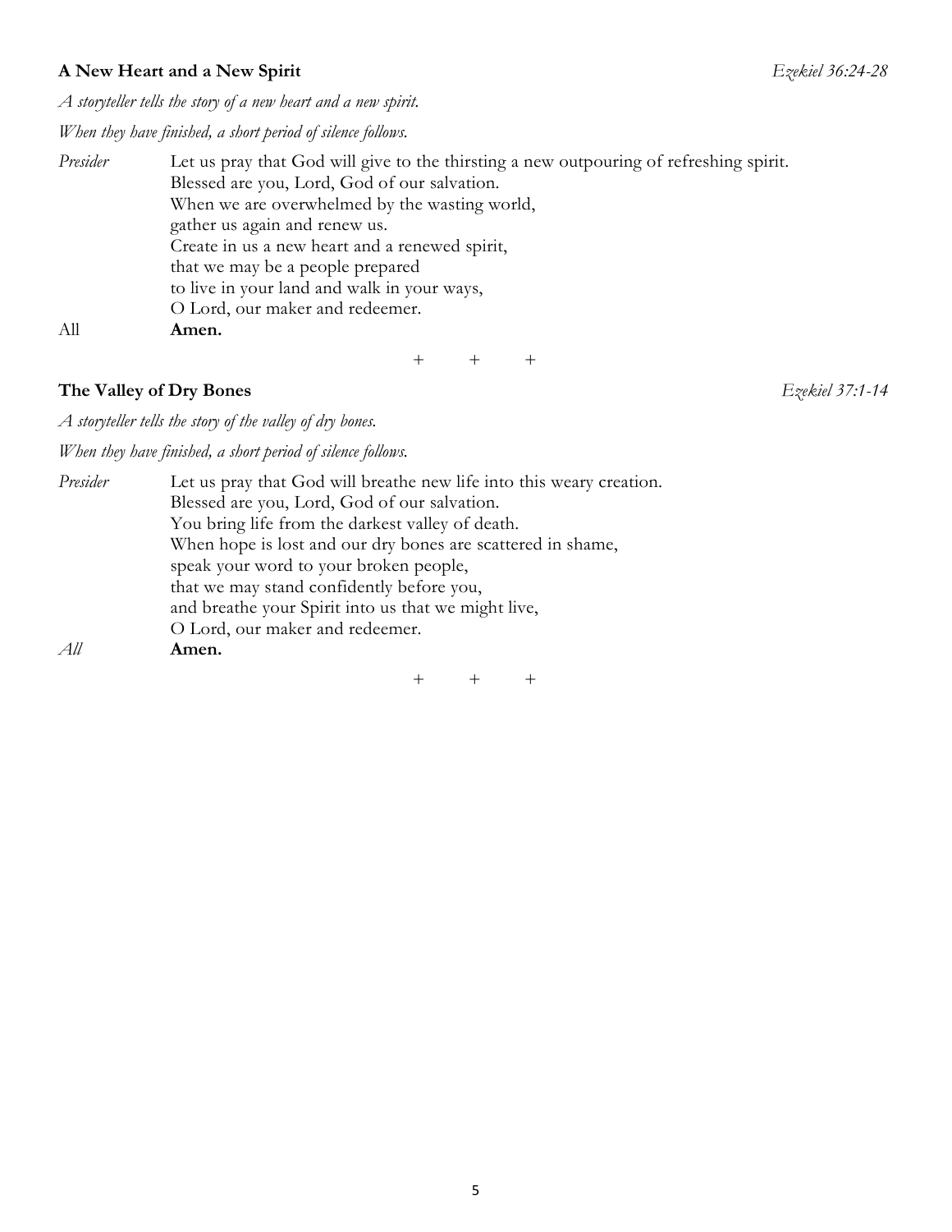**A New Heart and a New Spirit** *Ezekiel 36:24-28*

*A storyteller tells the story of a new heart and a new spirit.*

*When they have finished, a short period of silence follows.*

*Presider* Let us pray that God will give to the thirsting a new outpouring of refreshing spirit.
Blessed are you, Lord, God of our salvation.
When we are overwhelmed by the wasting world,
gather us again and renew us.
Create in us a new heart and a renewed spirit,
that we may be a people prepared
to live in your land and walk in your ways,
O Lord, our maker and redeemer.

All **Amen.**

\+ + +

**The Valley of Dry Bones** *Ezekiel 37:1-14*

*A storyteller tells the story of the valley of dry bones.*

*When they have finished, a short period of silence follows.*

*Presider* Let us pray that God will breathe new life into this weary creation.
Blessed are you, Lord, God of our salvation.
You bring life from the darkest valley of death.
When hope is lost and our dry bones are scattered in shame,
speak your word to your broken people,
that we may stand confidently before you,
and breathe your Spirit into us that we might live,
O Lord, our maker and redeemer.

*All* **Amen.**

\+ + +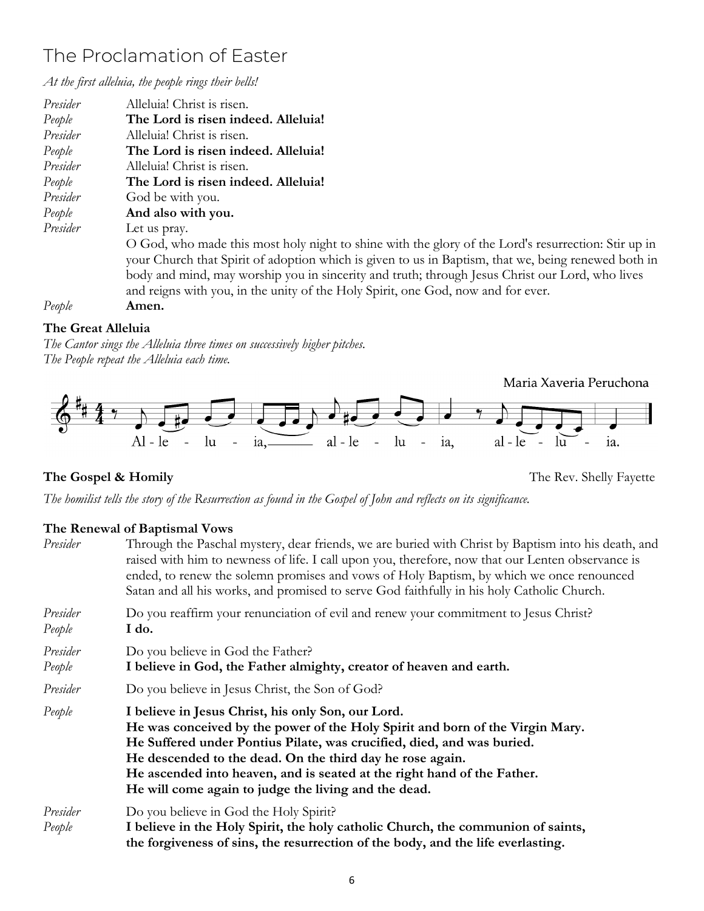# The Proclamation of Easter

*At the first alleluia, the people rings their bells!*

*Presider* Alleluia! Christ is risen.
*People* **The Lord is risen indeed. Alleluia!**
*Presider* Alleluia! Christ is risen.
*People* **The Lord is risen indeed. Alleluia!**
*Presider* Alleluia! Christ is risen.
*People* **The Lord is risen indeed. Alleluia!**
*Presider* God be with you.
*People* **And also with you.**
*Presider* Let us pray.
O God, who made this most holy night to shine with the glory of the Lord's resurrection: Stir up in your Church that Spirit of adoption which is given to us in Baptism, that we, being renewed both in body and mind, may worship you in sincerity and truth; through Jesus Christ our Lord, who lives and reigns with you, in the unity of the Holy Spirit, one God, now and for ever.
*People* **Amen.**

**The Great Alleluia**

*The Cantor sings the Alleluia three times on successively higher pitches.*
*The People repeat the Alleluia each time.*

Maria Xaveria Peruchona

Al - le - lu - ia, al - le - lu - ia, al - le - lu - ia.

**The Gospel & Homily** The Rev. Shelly Fayette

*The homilist tells the story of the Resurrection as found in the Gospel of John and reflects on its significance.*

**The Renewal of Baptismal Vows**

*Presider* Through the Paschal mystery, dear friends, we are buried with Christ by Baptism into his death, and raised with him to newness of life. I call upon you, therefore, now that our Lenten observance is ended, to renew the solemn promises and vows of Holy Baptism, by which we once renounced Satan and all his works, and promised to serve God faithfully in his holy Catholic Church.

*Presider* Do you reaffirm your renunciation of evil and renew your commitment to Jesus Christ?
*People* **I do.**

*Presider* Do you believe in God the Father?
*People* **I believe in God, the Father almighty, creator of heaven and earth.**

*Presider* Do you believe in Jesus Christ, the Son of God?

*People* **I believe in Jesus Christ, his only Son, our Lord.**
**He was conceived by the power of the Holy Spirit and born of the Virgin Mary.**
**He Suffered under Pontius Pilate, was crucified, died, and was buried.**
**He descended to the dead. On the third day he rose again.**
**He ascended into heaven, and is seated at the right hand of the Father.**
**He will come again to judge the living and the dead.**

*Presider* Do you believe in God the Holy Spirit?
*People* **I believe in the Holy Spirit, the holy catholic Church, the communion of saints, the forgiveness of sins, the resurrection of the body, and the life everlasting.**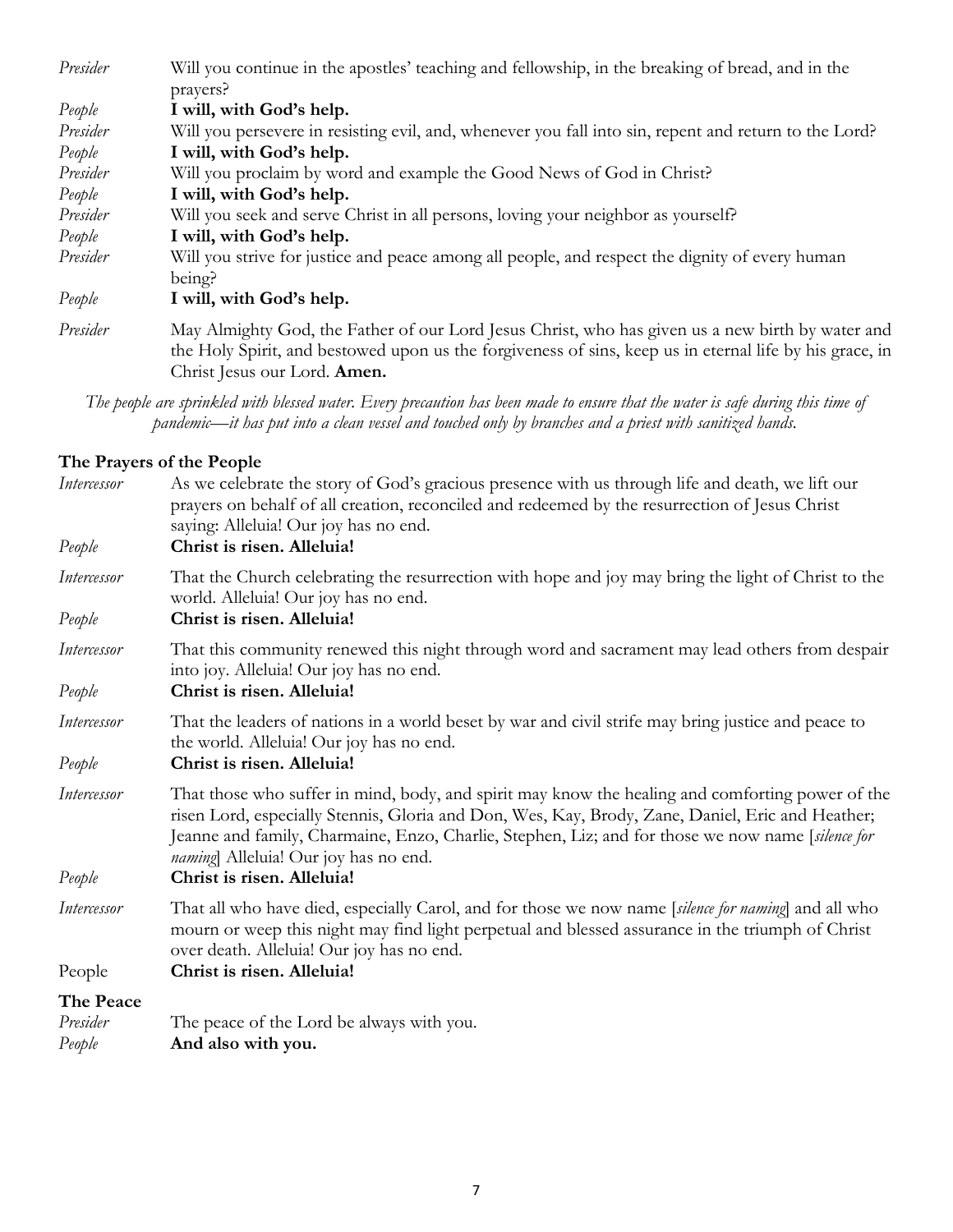*Presider* Will you continue in the apostles' teaching and fellowship, in the breaking of bread, and in the prayers?

*People* **I will, with God's help.**

*Presider* Will you persevere in resisting evil, and, whenever you fall into sin, repent and return to the Lord?

*People* **I will, with God's help.**

*Presider* Will you proclaim by word and example the Good News of God in Christ?

*People* **I will, with God's help.**

*Presider* Will you seek and serve Christ in all persons, loving your neighbor as yourself?

*People* **I will, with God's help.**

*Presider* Will you strive for justice and peace among all people, and respect the dignity of every human being?

*People* **I will, with God's help.**

*Presider* May Almighty God, the Father of our Lord Jesus Christ, who has given us a new birth by water and the Holy Spirit, and bestowed upon us the forgiveness of sins, keep us in eternal life by his grace, in Christ Jesus our Lord. **Amen.**

*The people are sprinkled with blessed water. Every precaution has been made to ensure that the water is safe during this time of pandemic—it has put into a clean vessel and touched only by branches and a priest with sanitized hands.*

**The Prayers of the People**

*Intercessor* As we celebrate the story of God's gracious presence with us through life and death, we lift our prayers on behalf of all creation, reconciled and redeemed by the resurrection of Jesus Christ saying: Alleluia! Our joy has no end.

*People* **Christ is risen. Alleluia!**

*Intercessor* That the Church celebrating the resurrection with hope and joy may bring the light of Christ to the world. Alleluia! Our joy has no end.

*People* **Christ is risen. Alleluia!**

*Intercessor* That this community renewed this night through word and sacrament may lead others from despair into joy. Alleluia! Our joy has no end.

*People* **Christ is risen. Alleluia!**

*Intercessor* That the leaders of nations in a world beset by war and civil strife may bring justice and peace to the world. Alleluia! Our joy has no end.

*People* **Christ is risen. Alleluia!**

*Intercessor* That those who suffer in mind, body, and spirit may know the healing and comforting power of the risen Lord, especially Stennis, Gloria and Don, Wes, Kay, Brody, Zane, Daniel, Eric and Heather; Jeanne and family, Charmaine, Enzo, Charlie, Stephen, Liz; and for those we now name [*silence for naming*] Alleluia! Our joy has no end.

*People* **Christ is risen. Alleluia!**

*Intercessor* That all who have died, especially Carol, and for those we now name [*silence for naming*] and all who mourn or weep this night may find light perpetual and blessed assurance in the triumph of Christ over death. Alleluia! Our joy has no end.

People **Christ is risen. Alleluia!**

**The Peace**

*Presider* The peace of the Lord be always with you.

*People* **And also with you.**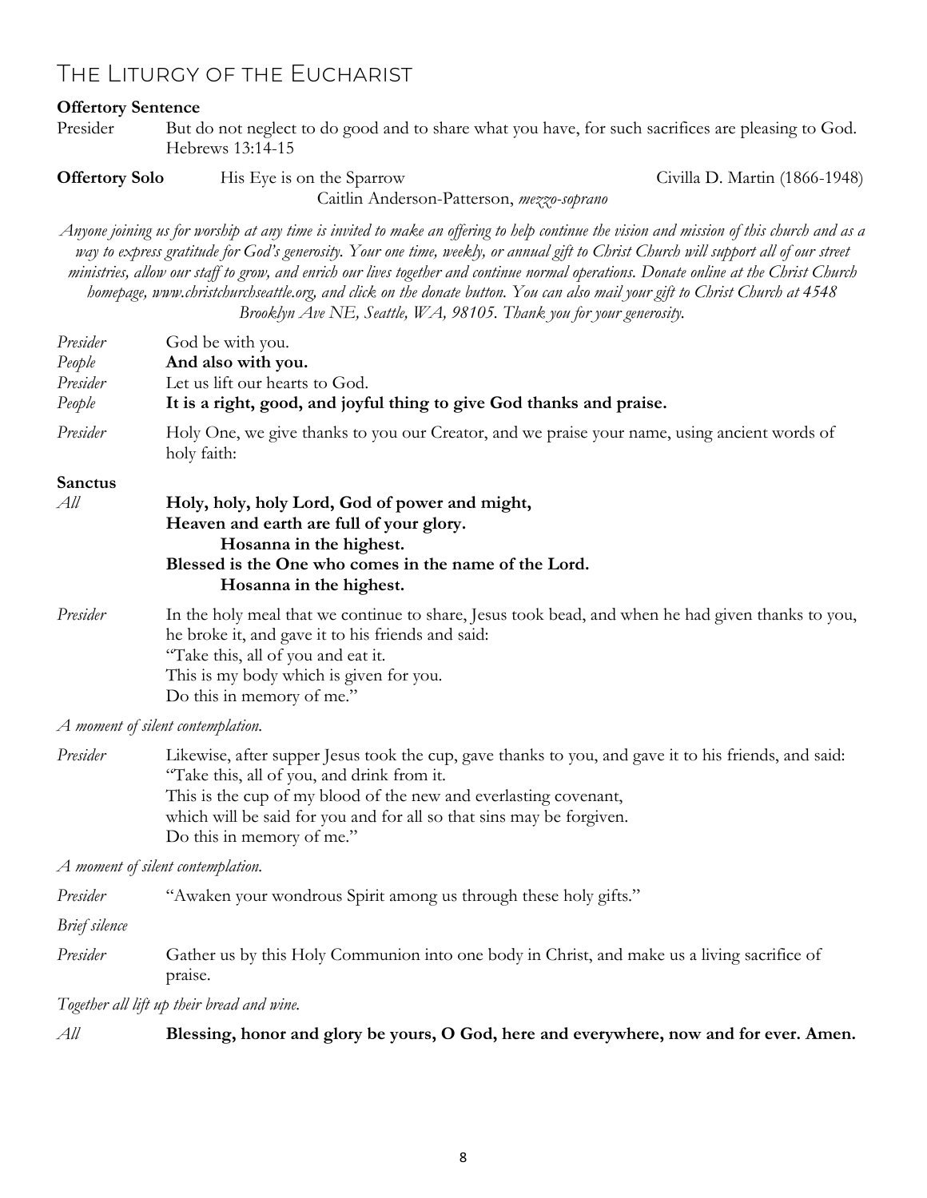## The Liturgy of the Eucharist

**Offertory Sentence**

Presider — But do not neglect to do good and to share what you have, for such sacrifices are pleasing to God. Hebrews 13:14-15

**Offertory Solo** — His Eye is on the Sparrow — Civilla D. Martin (1866-1948)
Caitlin Anderson-Patterson, *mezzo-soprano*

*Anyone joining us for worship at any time is invited to make an offering to help continue the vision and mission of this church and as a way to express gratitude for God's generosity. Your one time, weekly, or annual gift to Christ Church will support all of our street ministries, allow our staff to grow, and enrich our lives together and continue normal operations. Donate online at the Christ Church homepage, www.christchurchseattle.org, and click on the donate button. You can also mail your gift to Christ Church at 4548 Brooklyn Ave NE, Seattle, WA, 98105. Thank you for your generosity.*

*Presider* — God be with you.
*People* — **And also with you.**
*Presider* — Let us lift our hearts to God.
*People* — **It is a right, good, and joyful thing to give God thanks and praise.**

*Presider* — Holy One, we give thanks to you our Creator, and we praise your name, using ancient words of holy faith:

**Sanctus**

*All* — **Holy, holy, holy Lord, God of power and might,**
**Heaven and earth are full of your glory.**
**Hosanna in the highest.**
**Blessed is the One who comes in the name of the Lord.**
**Hosanna in the highest.**

*Presider* — In the holy meal that we continue to share, Jesus took bead, and when he had given thanks to you, he broke it, and gave it to his friends and said:
"Take this, all of you and eat it.
This is my body which is given for you.
Do this in memory of me."

*A moment of silent contemplation.*

*Presider* — Likewise, after supper Jesus took the cup, gave thanks to you, and gave it to his friends, and said:
"Take this, all of you, and drink from it.
This is the cup of my blood of the new and everlasting covenant,
which will be said for you and for all so that sins may be forgiven.
Do this in memory of me."

*A moment of silent contemplation.*

*Presider* — "Awaken your wondrous Spirit among us through these holy gifts."

*Brief silence*

*Presider* — Gather us by this Holy Communion into one body in Christ, and make us a living sacrifice of praise.

*Together all lift up their bread and wine.*

*All* — **Blessing, honor and glory be yours, O God, here and everywhere, now and for ever. Amen.**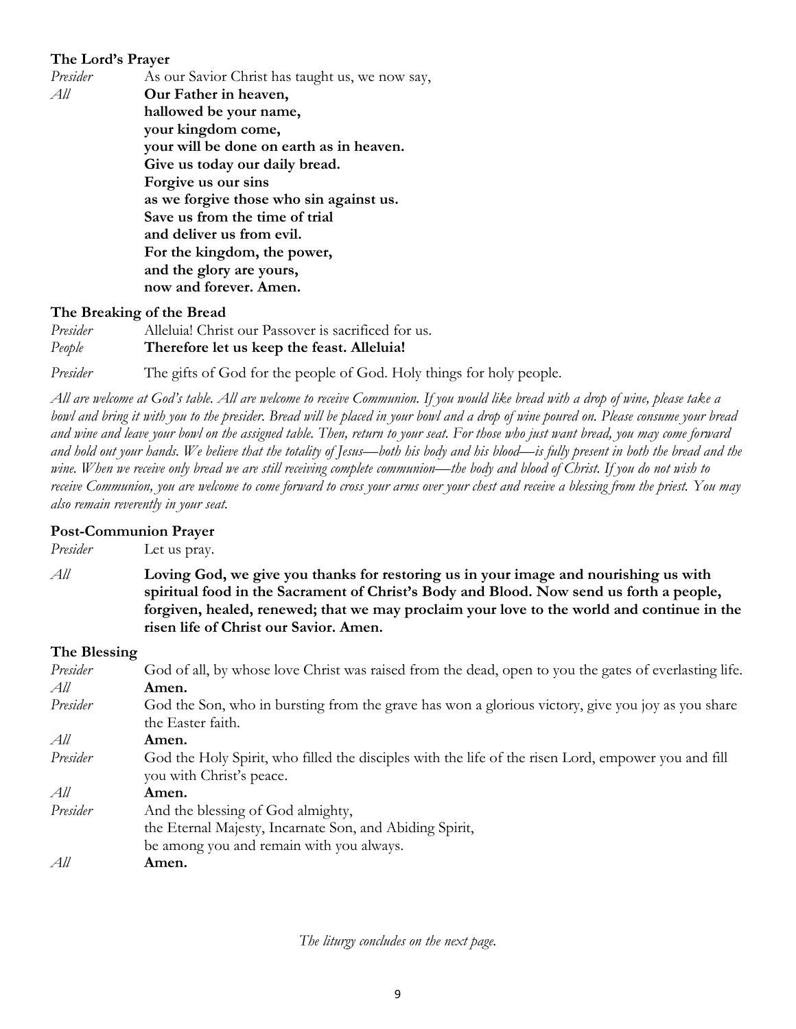### The Lord's Prayer

*Presider* As our Savior Christ has taught us, we now say,

*All* **Our Father in heaven,**
**hallowed be your name,**
**your kingdom come,**
**your will be done on earth as in heaven.**
**Give us today our daily bread.**
**Forgive us our sins**
**as we forgive those who sin against us.**
**Save us from the time of trial**
**and deliver us from evil.**
**For the kingdom, the power,**
**and the glory are yours,**
**now and forever. Amen.**

### The Breaking of the Bread

*Presider* Alleluia! Christ our Passover is sacrificed for us.

*People* **Therefore let us keep the feast. Alleluia!**

*Presider* The gifts of God for the people of God. Holy things for holy people.

*All are welcome at God's table. All are welcome to receive Communion. If you would like bread with a drop of wine, please take a bowl and bring it with you to the presider. Bread will be placed in your bowl and a drop of wine poured on. Please consume your bread and wine and leave your bowl on the assigned table. Then, return to your seat. For those who just want bread, you may come forward and hold out your hands. We believe that the totality of Jesus—both his body and his blood—is fully present in both the bread and the wine. When we receive only bread we are still receiving complete communion—the body and blood of Christ. If you do not wish to receive Communion, you are welcome to come forward to cross your arms over your chest and receive a blessing from the priest. You may also remain reverently in your seat.*

### Post-Communion Prayer

*Presider* Let us pray.

*All* **Loving God, we give you thanks for restoring us in your image and nourishing us with spiritual food in the Sacrament of Christ's Body and Blood. Now send us forth a people, forgiven, healed, renewed; that we may proclaim your love to the world and continue in the risen life of Christ our Savior. Amen.**

### The Blessing

*Presider* God of all, by whose love Christ was raised from the dead, open to you the gates of everlasting life.

*All* **Amen.**

*Presider* God the Son, who in bursting from the grave has won a glorious victory, give you joy as you share the Easter faith.

*All* **Amen.**

*Presider* God the Holy Spirit, who filled the disciples with the life of the risen Lord, empower you and fill you with Christ's peace.

*All* **Amen.**

*Presider* And the blessing of God almighty,
the Eternal Majesty, Incarnate Son, and Abiding Spirit,
be among you and remain with you always.

*All* **Amen.**

*The liturgy concludes on the next page.*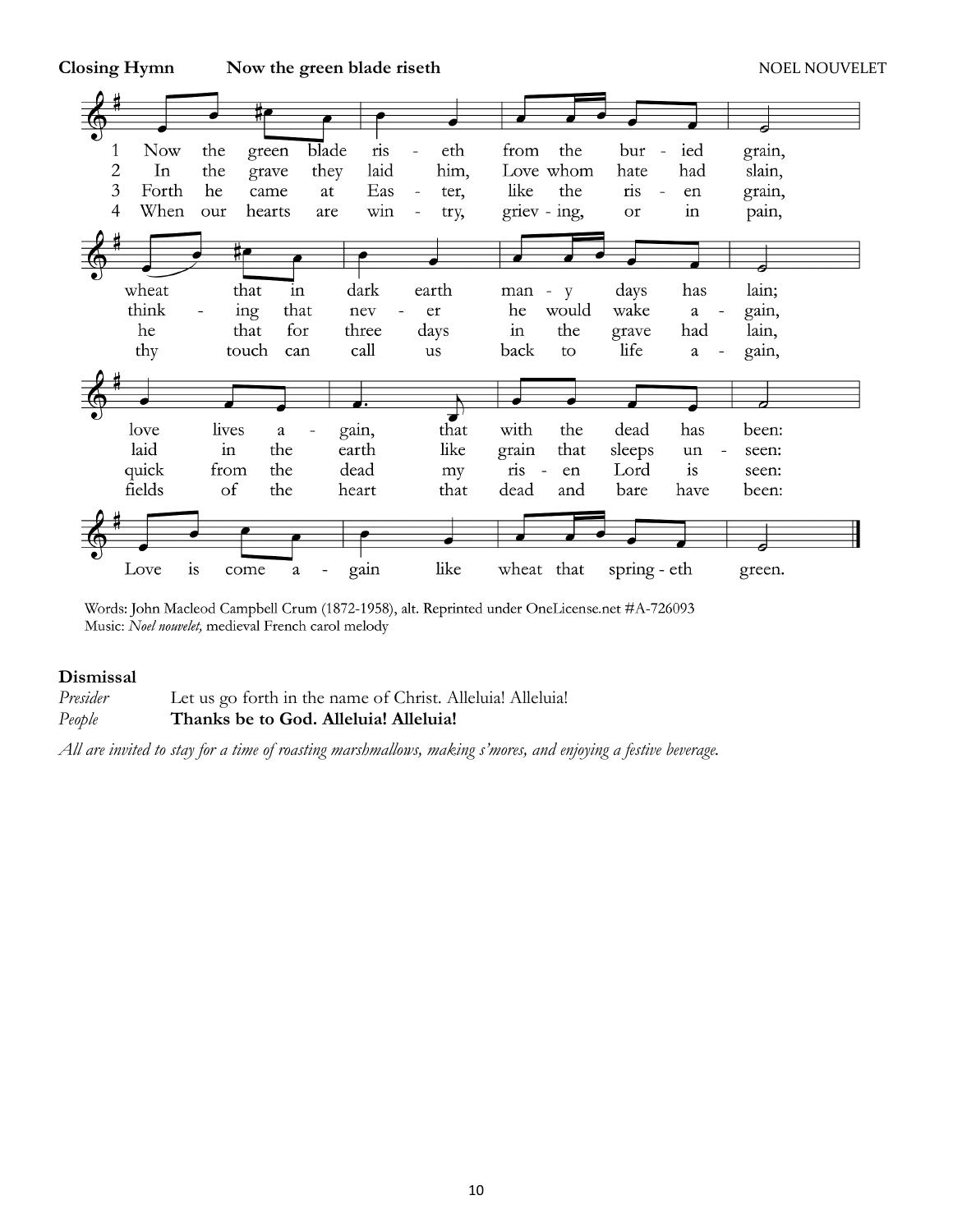**Closing Hymn** **Now the green blade riseth** NOEL NOUVELET

1 Now the green blade riseth from the buried grain,
wheat that in dark earth many days has lain;
love lives again, that with the dead has been:
Love is come again like wheat that springeth green.

2 In the grave they laid him, Love whom hate had slain,
thinking that never he would wake again,
laid in the earth like grain that sleeps unseen:
Love is come again like wheat that springeth green.

3 Forth he came at Easter, like the risen grain,
he that for three days in the grave had lain,
quick from the dead my risen Lord is seen:
Love is come again like wheat that springeth green.

4 When our hearts are wintry, grieving, or in pain,
thy touch can call us back to life again,
fields of the heart that dead and bare have been:
Love is come again like wheat that springeth green.

Words: John Macleod Campbell Crum (1872-1958), alt. Reprinted under OneLicense.net #A-726093
Music: *Noel nouvelet,* medieval French carol melody

**Dismissal**

*Presider* Let us go forth in the name of Christ. Alleluia! Alleluia!
*People* **Thanks be to God. Alleluia! Alleluia!**

*All are invited to stay for a time of roasting marshmallows, making s'mores, and enjoying a festive beverage.*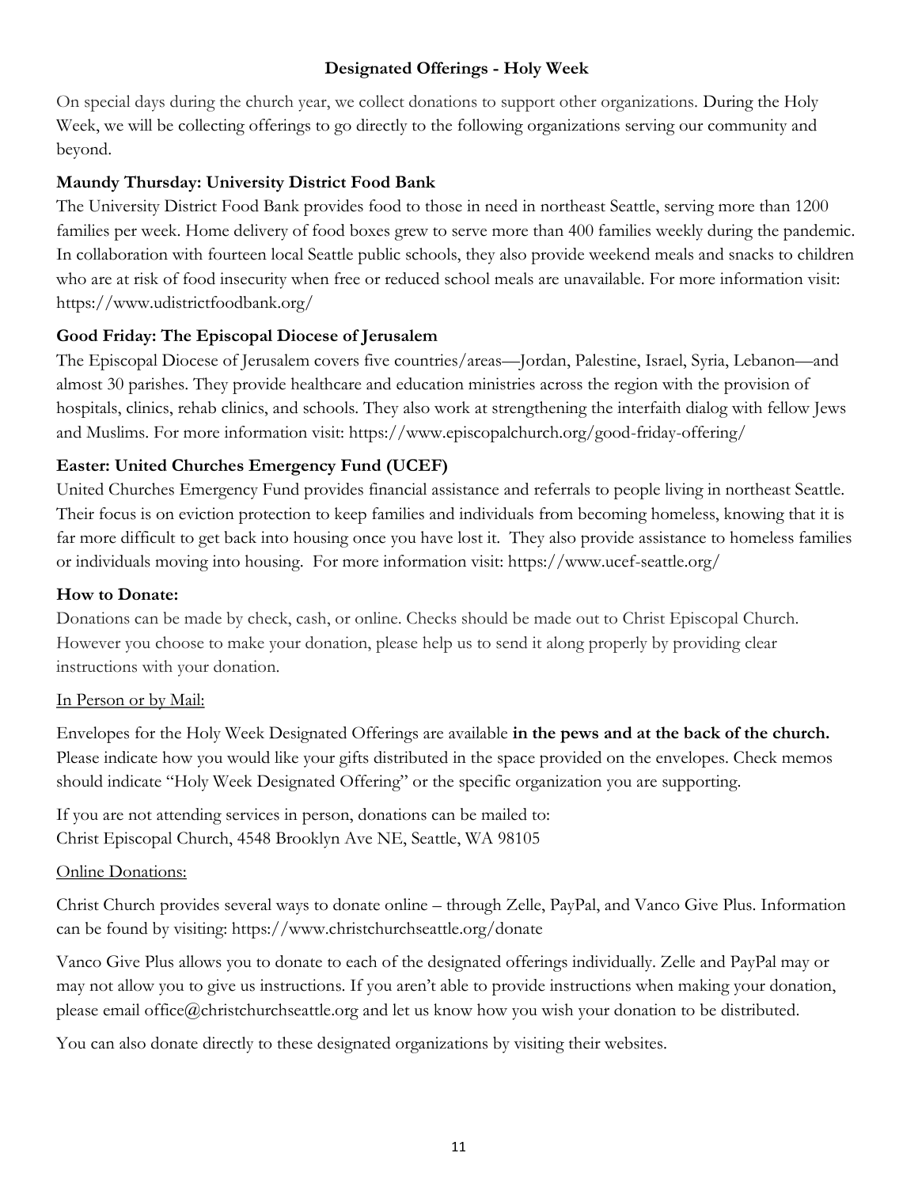## Designated Offerings - Holy Week

On special days during the church year, we collect donations to support other organizations. During the Holy Week, we will be collecting offerings to go directly to the following organizations serving our community and beyond.

**Maundy Thursday: University District Food Bank**

The University District Food Bank provides food to those in need in northeast Seattle, serving more than 1200 families per week. Home delivery of food boxes grew to serve more than 400 families weekly during the pandemic. In collaboration with fourteen local Seattle public schools, they also provide weekend meals and snacks to children who are at risk of food insecurity when free or reduced school meals are unavailable. For more information visit: https://www.udistrictfoodbank.org/

**Good Friday: The Episcopal Diocese of Jerusalem**

The Episcopal Diocese of Jerusalem covers five countries/areas—Jordan, Palestine, Israel, Syria, Lebanon—and almost 30 parishes. They provide healthcare and education ministries across the region with the provision of hospitals, clinics, rehab clinics, and schools. They also work at strengthening the interfaith dialog with fellow Jews and Muslims. For more information visit: https://www.episcopalchurch.org/good-friday-offering/

**Easter: United Churches Emergency Fund (UCEF)**

United Churches Emergency Fund provides financial assistance and referrals to people living in northeast Seattle. Their focus is on eviction protection to keep families and individuals from becoming homeless, knowing that it is far more difficult to get back into housing once you have lost it. They also provide assistance to homeless families or individuals moving into housing. For more information visit: https://www.ucef-seattle.org/

**How to Donate:**

Donations can be made by check, cash, or online. Checks should be made out to Christ Episcopal Church. However you choose to make your donation, please help us to send it along properly by providing clear instructions with your donation.

<u>In Person or by Mail:</u>

Envelopes for the Holy Week Designated Offerings are available **in the pews and at the back of the church.** Please indicate how you would like your gifts distributed in the space provided on the envelopes. Check memos should indicate "Holy Week Designated Offering" or the specific organization you are supporting.

If you are not attending services in person, donations can be mailed to:
Christ Episcopal Church, 4548 Brooklyn Ave NE, Seattle, WA 98105

<u>Online Donations:</u>

Christ Church provides several ways to donate online – through Zelle, PayPal, and Vanco Give Plus. Information can be found by visiting: https://www.christchurchseattle.org/donate

Vanco Give Plus allows you to donate to each of the designated offerings individually. Zelle and PayPal may or may not allow you to give us instructions. If you aren't able to provide instructions when making your donation, please email office@christchurchseattle.org and let us know how you wish your donation to be distributed.

You can also donate directly to these designated organizations by visiting their websites.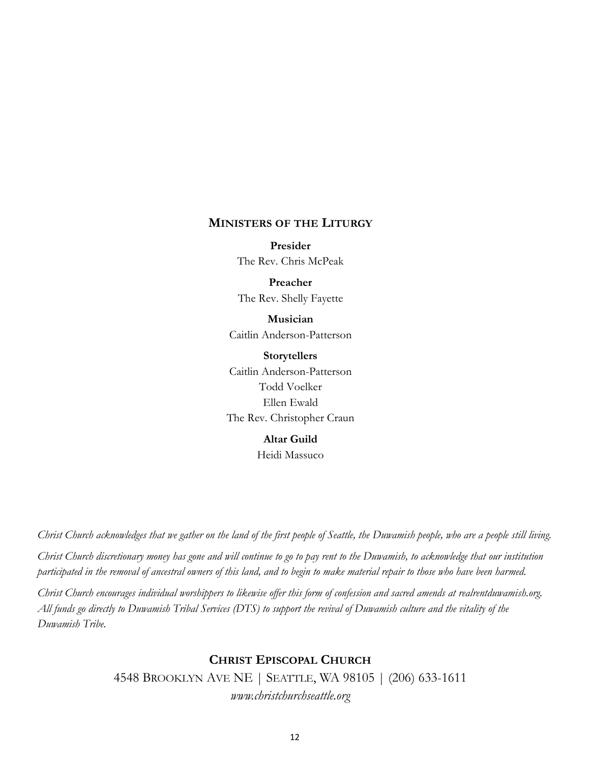## MINISTERS OF THE LITURGY

**Presider**
The Rev. Chris McPeak

**Preacher**
The Rev. Shelly Fayette

**Musician**
Caitlin Anderson-Patterson

**Storytellers**
Caitlin Anderson-Patterson
Todd Voelker
Ellen Ewald
The Rev. Christopher Craun

**Altar Guild**
Heidi Massuco

*Christ Church acknowledges that we gather on the land of the first people of Seattle, the Duwamish people, who are a people still living.*

*Christ Church discretionary money has gone and will continue to go to pay rent to the Duwamish, to acknowledge that our institution participated in the removal of ancestral owners of this land, and to begin to make material repair to those who have been harmed.*

*Christ Church encourages individual worshippers to likewise offer this form of confession and sacred amends at realrentduwamish.org. All funds go directly to Duwamish Tribal Services (DTS) to support the revival of Duwamish culture and the vitality of the Duwamish Tribe.*

## CHRIST EPISCOPAL CHURCH

4548 BROOKLYN AVE NE | SEATTLE, WA 98105 | (206) 633-1611
*www.christchurchseattle.org*